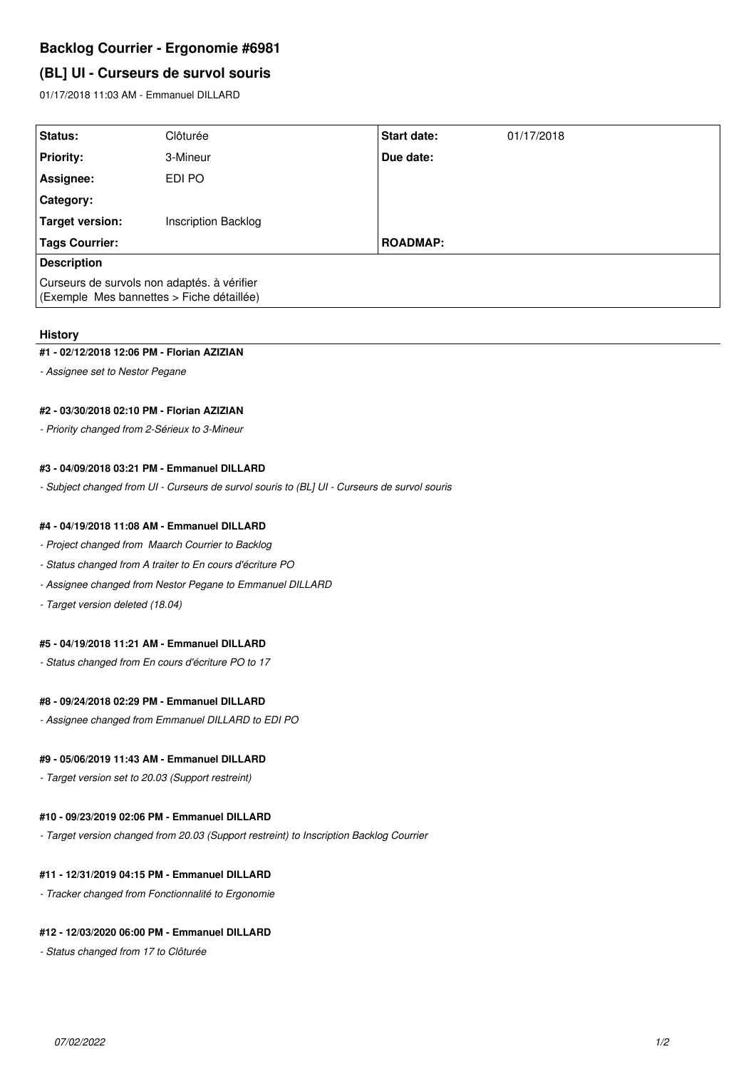# Backlog Courrier - Ergonomie #6981

## (BL] UI - Curseurs de survol souris

01/17/2018 11:03 AM - Emmanuel DILLARD

| | | | |
|---|---|---|---|
| **Status:** | Clôturée | **Start date:** | 01/17/2018 |
| **Priority:** | 3-Mineur | **Due date:** | |
| **Assignee:** | EDI PO | | |
| **Category:** | | | |
| **Target version:** | Inscription Backlog | | |
| **Tags Courrier:** | | **ROADMAP:** | |

**Description**

Curseurs de survols non adaptés. à vérifier
(Exemple Mes bannettes > Fiche détaillée)

### History

#### #1 - 02/12/2018 12:06 PM - Florian AZIZIAN

*- Assignee set to Nestor Pegane*

#### #2 - 03/30/2018 02:10 PM - Florian AZIZIAN

*- Priority changed from 2-Sérieux to 3-Mineur*

#### #3 - 04/09/2018 03:21 PM - Emmanuel DILLARD

*- Subject changed from UI - Curseurs de survol souris to (BL] UI - Curseurs de survol souris*

#### #4 - 04/19/2018 11:08 AM - Emmanuel DILLARD

*- Project changed from Maarch Courrier to Backlog*

*- Status changed from A traiter to En cours d'écriture PO*

*- Assignee changed from Nestor Pegane to Emmanuel DILLARD*

*- Target version deleted (18.04)*

#### #5 - 04/19/2018 11:21 AM - Emmanuel DILLARD

*- Status changed from En cours d'écriture PO to 17*

#### #8 - 09/24/2018 02:29 PM - Emmanuel DILLARD

*- Assignee changed from Emmanuel DILLARD to EDI PO*

#### #9 - 05/06/2019 11:43 AM - Emmanuel DILLARD

*- Target version set to 20.03 (Support restreint)*

#### #10 - 09/23/2019 02:06 PM - Emmanuel DILLARD

*- Target version changed from 20.03 (Support restreint) to Inscription Backlog Courrier*

#### #11 - 12/31/2019 04:15 PM - Emmanuel DILLARD

*- Tracker changed from Fonctionnalité to Ergonomie*

#### #12 - 12/03/2020 06:00 PM - Emmanuel DILLARD

*- Status changed from 17 to Clôturée*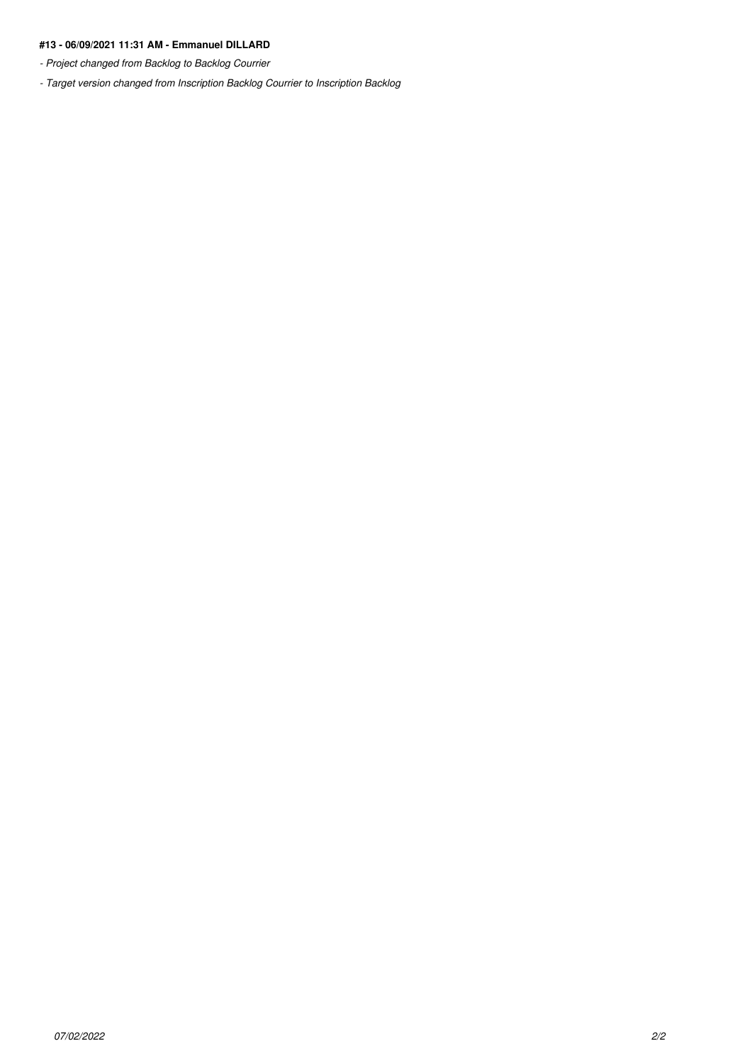**#13 - 06/09/2021 11:31 AM - Emmanuel DILLARD**

- *Project changed from Backlog to Backlog Courrier*
- *Target version changed from Inscription Backlog Courrier to Inscription Backlog*